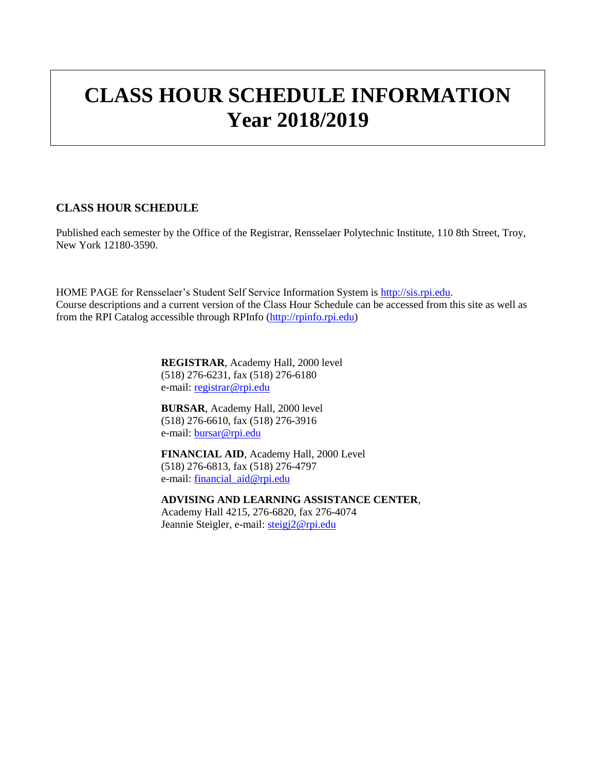# CLASS HOUR SCHEDULE INFORMATION
# Year 2018/2019

## CLASS HOUR SCHEDULE

Published each semester by the Office of the Registrar, Rensselaer Polytechnic Institute, 110 8th Street, Troy, New York 12180-3590.

HOME PAGE for Rensselaer's Student Self Service Information System is http://sis.rpi.edu.
Course descriptions and a current version of the Class Hour Schedule can be accessed from this site as well as from the RPI Catalog accessible through RPInfo (http://rpinfo.rpi.edu)

**REGISTRAR**, Academy Hall, 2000 level
(518) 276-6231, fax (518) 276-6180
e-mail: registrar@rpi.edu

**BURSAR**, Academy Hall, 2000 level
(518) 276-6610, fax (518) 276-3916
e-mail: bursar@rpi.edu

**FINANCIAL AID**, Academy Hall, 2000 Level
(518) 276-6813, fax (518) 276-4797
e-mail: financial_aid@rpi.edu

**ADVISING AND LEARNING ASSISTANCE CENTER**,
Academy Hall 4215, 276-6820, fax 276-4074
Jeannie Steigler, e-mail: steigj2@rpi.edu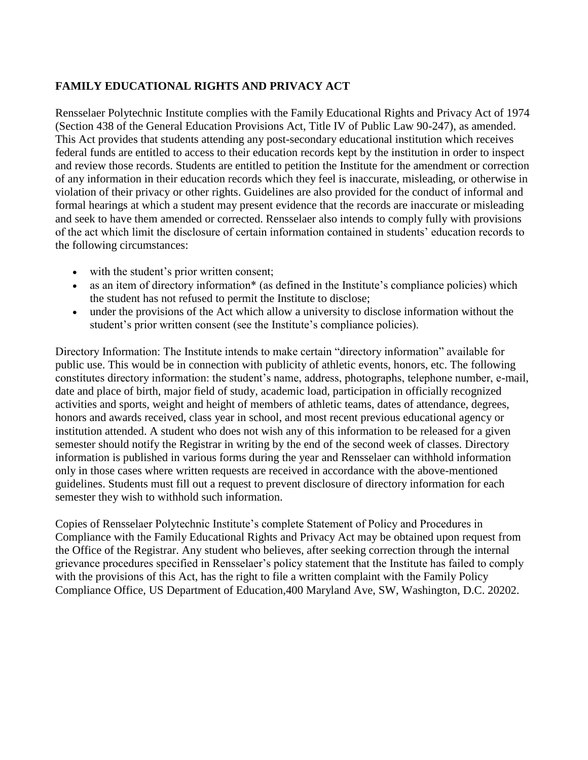## FAMILY EDUCATIONAL RIGHTS AND PRIVACY ACT

Rensselaer Polytechnic Institute complies with the Family Educational Rights and Privacy Act of 1974 (Section 438 of the General Education Provisions Act, Title IV of Public Law 90-247), as amended. This Act provides that students attending any post-secondary educational institution which receives federal funds are entitled to access to their education records kept by the institution in order to inspect and review those records. Students are entitled to petition the Institute for the amendment or correction of any information in their education records which they feel is inaccurate, misleading, or otherwise in violation of their privacy or other rights. Guidelines are also provided for the conduct of informal and formal hearings at which a student may present evidence that the records are inaccurate or misleading and seek to have them amended or corrected. Rensselaer also intends to comply fully with provisions of the act which limit the disclosure of certain information contained in students' education records to the following circumstances:

- with the student's prior written consent;
- as an item of directory information* (as defined in the Institute's compliance policies) which the student has not refused to permit the Institute to disclose;
- under the provisions of the Act which allow a university to disclose information without the student's prior written consent (see the Institute's compliance policies).

Directory Information: The Institute intends to make certain "directory information" available for public use. This would be in connection with publicity of athletic events, honors, etc. The following constitutes directory information: the student's name, address, photographs, telephone number, e-mail, date and place of birth, major field of study, academic load, participation in officially recognized activities and sports, weight and height of members of athletic teams, dates of attendance, degrees, honors and awards received, class year in school, and most recent previous educational agency or institution attended. A student who does not wish any of this information to be released for a given semester should notify the Registrar in writing by the end of the second week of classes. Directory information is published in various forms during the year and Rensselaer can withhold information only in those cases where written requests are received in accordance with the above-mentioned guidelines. Students must fill out a request to prevent disclosure of directory information for each semester they wish to withhold such information.

Copies of Rensselaer Polytechnic Institute's complete Statement of Policy and Procedures in Compliance with the Family Educational Rights and Privacy Act may be obtained upon request from the Office of the Registrar. Any student who believes, after seeking correction through the internal grievance procedures specified in Rensselaer's policy statement that the Institute has failed to comply with the provisions of this Act, has the right to file a written complaint with the Family Policy Compliance Office, US Department of Education,400 Maryland Ave, SW, Washington, D.C. 20202.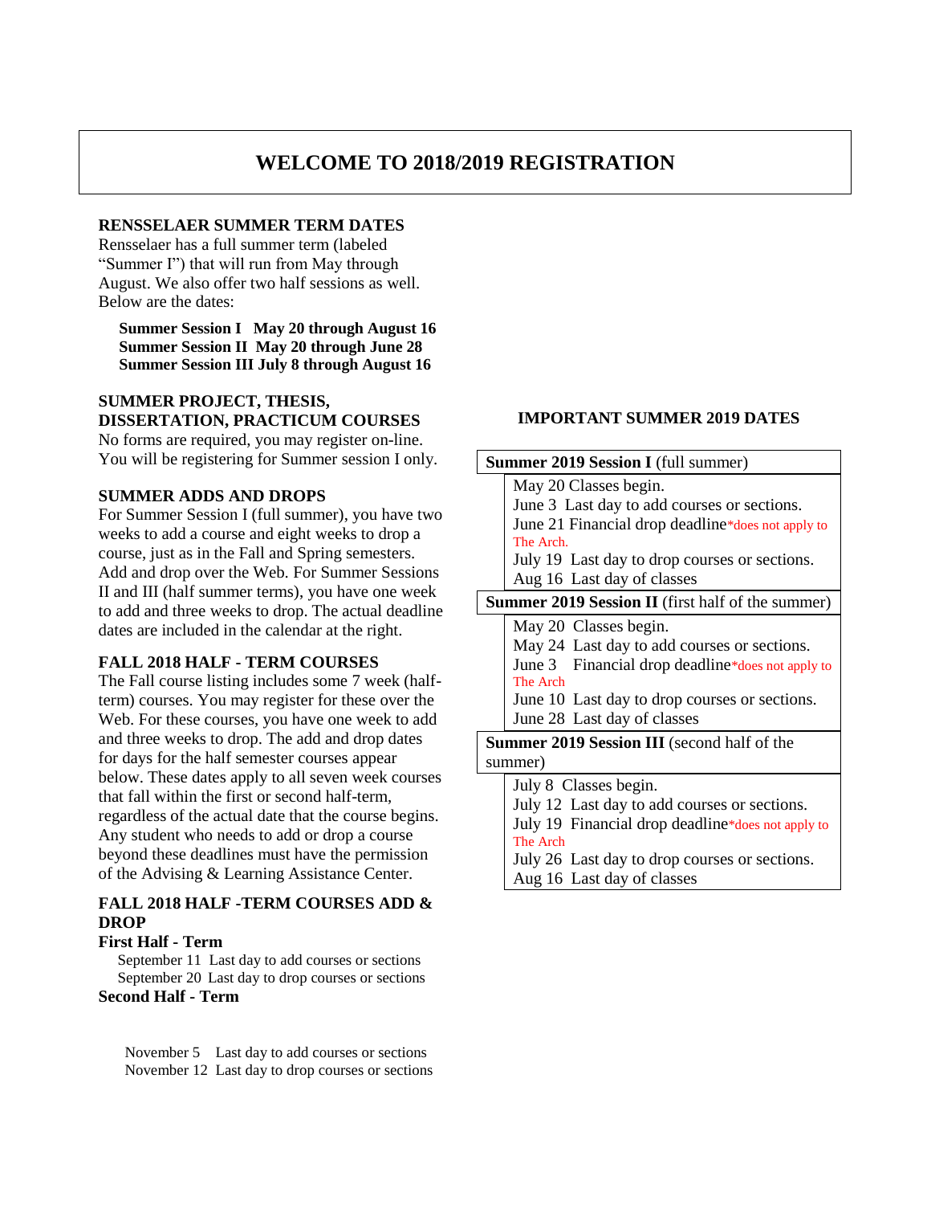# WELCOME TO 2018/2019 REGISTRATION

## RENSSELAER SUMMER TERM DATES

Rensselaer has a full summer term (labeled "Summer I") that will run from May through August. We also offer two half sessions as well. Below are the dates:

**Summer Session I   May 20 through August 16**
**Summer Session II  May 20 through June 28**
**Summer Session III July 8 through August 16**

## SUMMER PROJECT, THESIS, DISSERTATION, PRACTICUM COURSES

No forms are required, you may register on-line. You will be registering for Summer session I only.

## SUMMER ADDS AND DROPS

For Summer Session I (full summer), you have two weeks to add a course and eight weeks to drop a course, just as in the Fall and Spring semesters. Add and drop over the Web. For Summer Sessions II and III (half summer terms), you have one week to add and three weeks to drop. The actual deadline dates are included in the calendar at the right.

## FALL 2018 HALF - TERM COURSES

The Fall course listing includes some 7 week (half-term) courses. You may register for these over the Web. For these courses, you have one week to add and three weeks to drop. The add and drop dates for days for the half semester courses appear below. These dates apply to all seven week courses that fall within the first or second half-term, regardless of the actual date that the course begins. Any student who needs to add or drop a course beyond these deadlines must have the permission of the Advising & Learning Assistance Center.

## FALL 2018 HALF -TERM COURSES ADD & DROP

### First Half - Term

September 11  Last day to add courses or sections
September 20  Last day to drop courses or sections

### Second Half - Term

November 5    Last day to add courses or sections
November 12  Last day to drop courses or sections

## IMPORTANT SUMMER 2019 DATES

**Summer 2019 Session I** (full summer)

- May 20 Classes begin.
- June 3  Last day to add courses or sections.
- June 21 Financial drop deadline *does not apply to The Arch.
- July 19  Last day to drop courses or sections.
- Aug 16  Last day of classes

**Summer 2019 Session II** (first half of the summer)

- May 20  Classes begin.
- May 24  Last day to add courses or sections.
- June 3  Financial drop deadline *does not apply to The Arch
- June 10  Last day to drop courses or sections.
- June 28  Last day of classes

**Summer 2019 Session III** (second half of the summer)

- July 8  Classes begin.
- July 12  Last day to add courses or sections.
- July 19  Financial drop deadline *does not apply to The Arch
- July 26  Last day to drop courses or sections.
- Aug 16  Last day of classes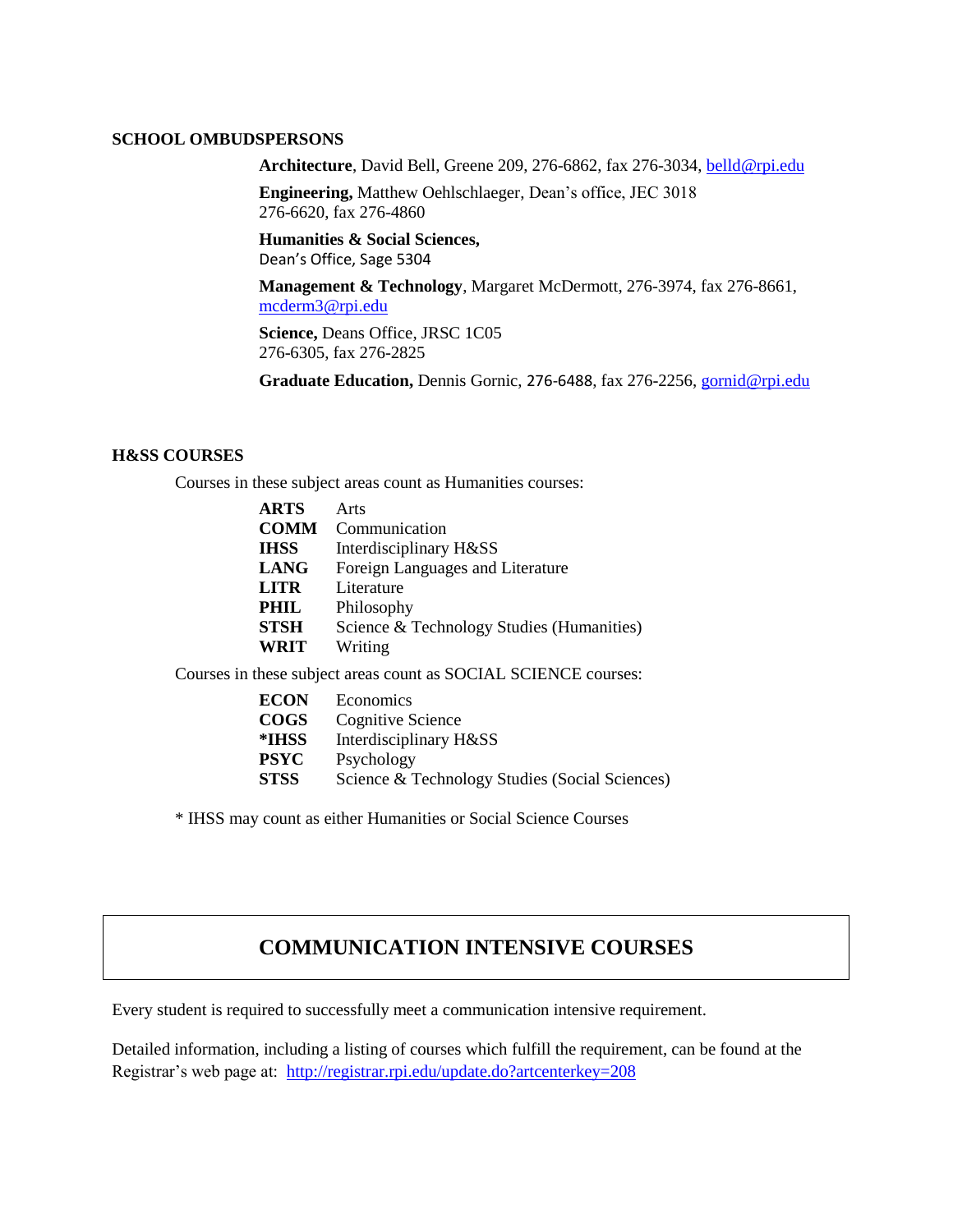## SCHOOL OMBUDSPERSONS

**Architecture**, David Bell, Greene 209, 276-6862, fax 276-3034, belld@rpi.edu

**Engineering,** Matthew Oehlschlaeger, Dean's office, JEC 3018
276-6620, fax 276-4860

**Humanities & Social Sciences,**
Dean's Office, Sage 5304

**Management & Technology**, Margaret McDermott, 276-3974, fax 276-8661, mcderm3@rpi.edu

**Science,** Deans Office, JRSC 1C05
276-6305, fax 276-2825

**Graduate Education,** Dennis Gornic, 276-6488, fax 276-2256, gornid@rpi.edu

## H&SS COURSES

Courses in these subject areas count as Humanities courses:

| | |
|---|---|
| **ARTS** | Arts |
| **COMM** | Communication |
| **IHSS** | Interdisciplinary H&SS |
| **LANG** | Foreign Languages and Literature |
| **LITR** | Literature |
| **PHIL** | Philosophy |
| **STSH** | Science & Technology Studies (Humanities) |
| **WRIT** | Writing |

Courses in these subject areas count as SOCIAL SCIENCE courses:

| | |
|---|---|
| **ECON** | Economics |
| **COGS** | Cognitive Science |
| ***IHSS** | Interdisciplinary H&SS |
| **PSYC** | Psychology |
| **STSS** | Science & Technology Studies (Social Sciences) |

* IHSS may count as either Humanities or Social Science Courses

# COMMUNICATION INTENSIVE COURSES

Every student is required to successfully meet a communication intensive requirement.

Detailed information, including a listing of courses which fulfill the requirement, can be found at the Registrar's web page at: http://registrar.rpi.edu/update.do?artcenterkey=208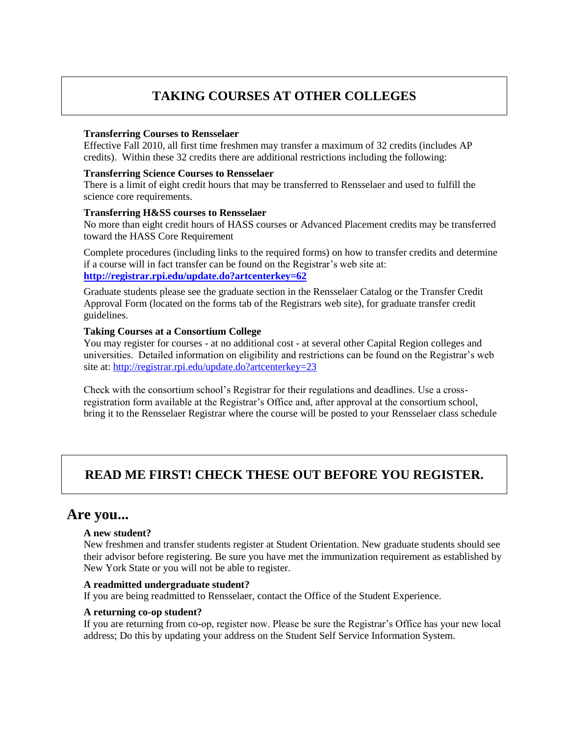## TAKING COURSES AT OTHER COLLEGES

### Transferring Courses to Rensselaer

Effective Fall 2010, all first time freshmen may transfer a maximum of 32 credits (includes AP credits). Within these 32 credits there are additional restrictions including the following:

### Transferring Science Courses to Rensselaer

There is a limit of eight credit hours that may be transferred to Rensselaer and used to fulfill the science core requirements.

### Transferring H&SS courses to Rensselaer

No more than eight credit hours of HASS courses or Advanced Placement credits may be transferred toward the HASS Core Requirement

Complete procedures (including links to the required forms) on how to transfer credits and determine if a course will in fact transfer can be found on the Registrar's web site at: **http://registrar.rpi.edu/update.do?artcenterkey=62**

Graduate students please see the graduate section in the Rensselaer Catalog or the Transfer Credit Approval Form (located on the forms tab of the Registrars web site), for graduate transfer credit guidelines.

### Taking Courses at a Consortium College

You may register for courses - at no additional cost - at several other Capital Region colleges and universities. Detailed information on eligibility and restrictions can be found on the Registrar's web site at: http://registrar.rpi.edu/update.do?artcenterkey=23

Check with the consortium school's Registrar for their regulations and deadlines. Use a cross-registration form available at the Registrar's Office and, after approval at the consortium school, bring it to the Rensselaer Registrar where the course will be posted to your Rensselaer class schedule

## READ ME FIRST! CHECK THESE OUT BEFORE YOU REGISTER.

# Are you...

### A new student?

New freshmen and transfer students register at Student Orientation. New graduate students should see their advisor before registering. Be sure you have met the immunization requirement as established by New York State or you will not be able to register.

### A readmitted undergraduate student?

If you are being readmitted to Rensselaer, contact the Office of the Student Experience.

### A returning co-op student?

If you are returning from co-op, register now. Please be sure the Registrar's Office has your new local address; Do this by updating your address on the Student Self Service Information System.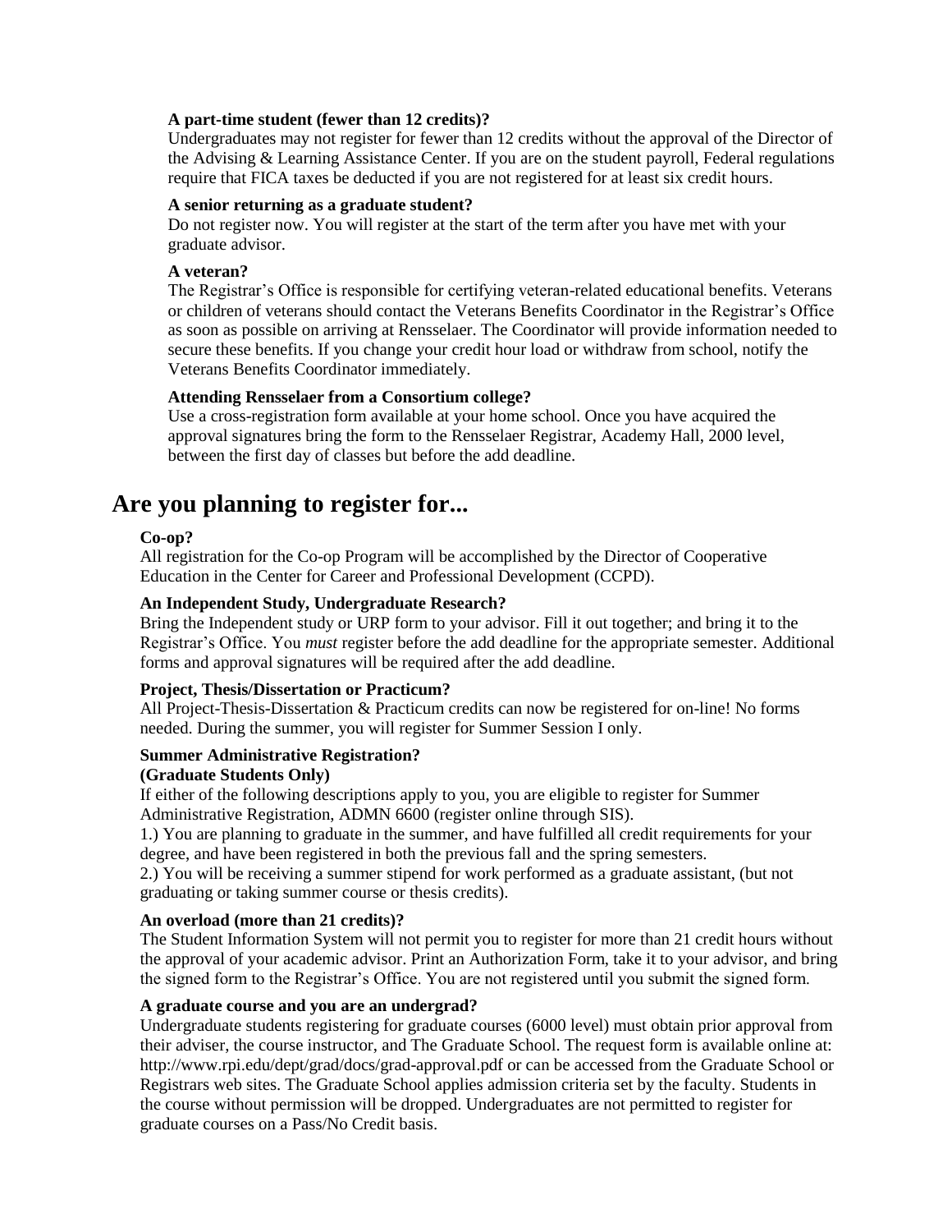**A part-time student (fewer than 12 credits)?**

Undergraduates may not register for fewer than 12 credits without the approval of the Director of the Advising & Learning Assistance Center. If you are on the student payroll, Federal regulations require that FICA taxes be deducted if you are not registered for at least six credit hours.

**A senior returning as a graduate student?**

Do not register now. You will register at the start of the term after you have met with your graduate advisor.

**A veteran?**

The Registrar's Office is responsible for certifying veteran-related educational benefits. Veterans or children of veterans should contact the Veterans Benefits Coordinator in the Registrar's Office as soon as possible on arriving at Rensselaer. The Coordinator will provide information needed to secure these benefits. If you change your credit hour load or withdraw from school, notify the Veterans Benefits Coordinator immediately.

**Attending Rensselaer from a Consortium college?**

Use a cross-registration form available at your home school. Once you have acquired the approval signatures bring the form to the Rensselaer Registrar, Academy Hall, 2000 level, between the first day of classes but before the add deadline.

## Are you planning to register for...

**Co-op?**

All registration for the Co-op Program will be accomplished by the Director of Cooperative Education in the Center for Career and Professional Development (CCPD).

**An Independent Study, Undergraduate Research?**

Bring the Independent study or URP form to your advisor. Fill it out together; and bring it to the Registrar's Office. You *must* register before the add deadline for the appropriate semester. Additional forms and approval signatures will be required after the add deadline.

**Project, Thesis/Dissertation or Practicum?**

All Project-Thesis-Dissertation & Practicum credits can now be registered for on-line! No forms needed. During the summer, you will register for Summer Session I only.

**Summer Administrative Registration?**
**(Graduate Students Only)**

If either of the following descriptions apply to you, you are eligible to register for Summer Administrative Registration, ADMN 6600 (register online through SIS).

1.) You are planning to graduate in the summer, and have fulfilled all credit requirements for your degree, and have been registered in both the previous fall and the spring semesters.

2.) You will be receiving a summer stipend for work performed as a graduate assistant, (but not graduating or taking summer course or thesis credits).

**An overload (more than 21 credits)?**

The Student Information System will not permit you to register for more than 21 credit hours without the approval of your academic advisor. Print an Authorization Form, take it to your advisor, and bring the signed form to the Registrar's Office. You are not registered until you submit the signed form.

**A graduate course and you are an undergrad?**

Undergraduate students registering for graduate courses (6000 level) must obtain prior approval from their adviser, the course instructor, and The Graduate School. The request form is available online at: http://www.rpi.edu/dept/grad/docs/grad-approval.pdf or can be accessed from the Graduate School or Registrars web sites. The Graduate School applies admission criteria set by the faculty. Students in the course without permission will be dropped. Undergraduates are not permitted to register for graduate courses on a Pass/No Credit basis.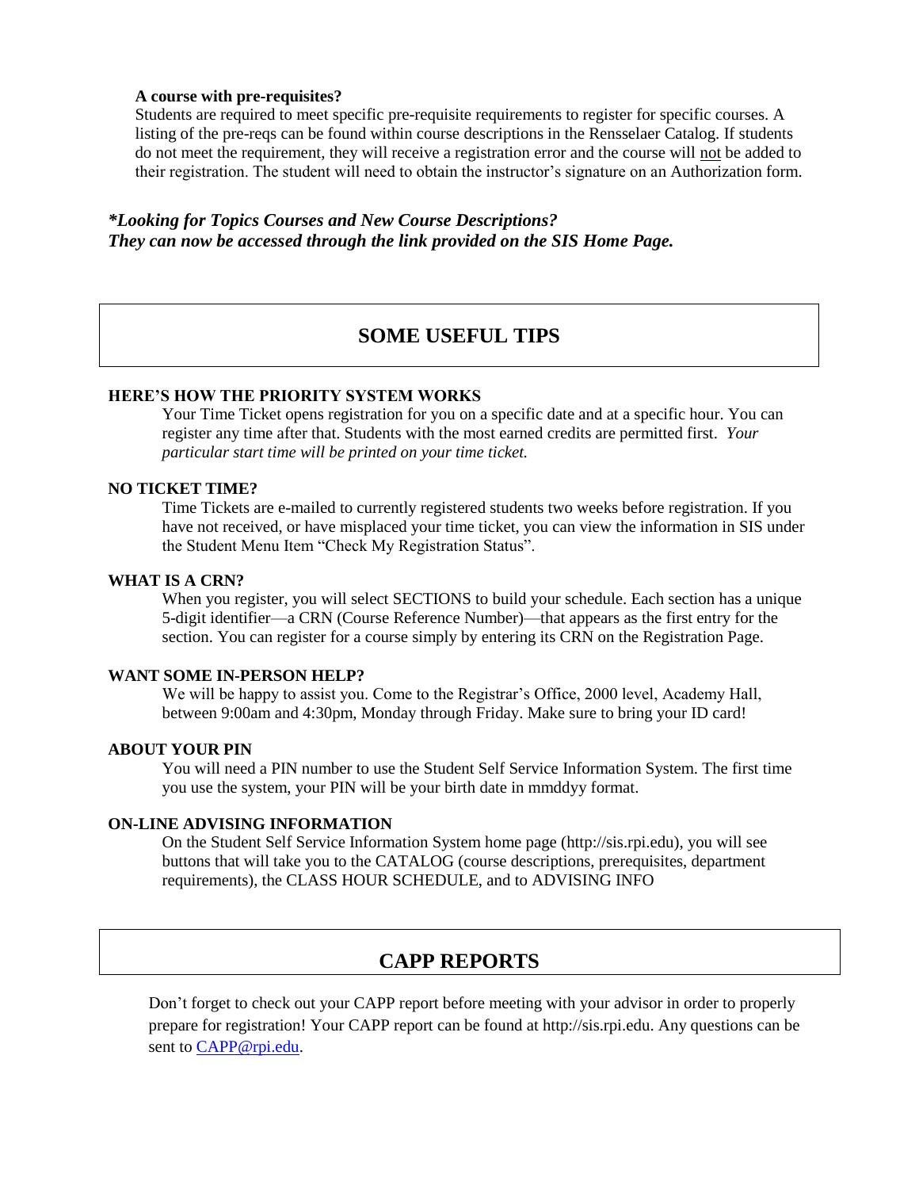**A course with pre-requisites?**

Students are required to meet specific pre-requisite requirements to register for specific courses. A listing of the pre-reqs can be found within course descriptions in the Rensselaer Catalog. If students do not meet the requirement, they will receive a registration error and the course will not be added to their registration. The student will need to obtain the instructor's signature on an Authorization form.

***Looking for Topics Courses and New Course Descriptions?***
***They can now be accessed through the link provided on the SIS Home Page.***

## SOME USEFUL TIPS

**HERE'S HOW THE PRIORITY SYSTEM WORKS**

Your Time Ticket opens registration for you on a specific date and at a specific hour. You can register any time after that. Students with the most earned credits are permitted first. *Your particular start time will be printed on your time ticket.*

**NO TICKET TIME?**

Time Tickets are e-mailed to currently registered students two weeks before registration. If you have not received, or have misplaced your time ticket, you can view the information in SIS under the Student Menu Item "Check My Registration Status".

**WHAT IS A CRN?**

When you register, you will select SECTIONS to build your schedule. Each section has a unique 5-digit identifier—a CRN (Course Reference Number)—that appears as the first entry for the section. You can register for a course simply by entering its CRN on the Registration Page.

**WANT SOME IN-PERSON HELP?**

We will be happy to assist you. Come to the Registrar's Office, 2000 level, Academy Hall, between 9:00am and 4:30pm, Monday through Friday. Make sure to bring your ID card!

**ABOUT YOUR PIN**

You will need a PIN number to use the Student Self Service Information System. The first time you use the system, your PIN will be your birth date in mmddyy format.

**ON-LINE ADVISING INFORMATION**

On the Student Self Service Information System home page (http://sis.rpi.edu), you will see buttons that will take you to the CATALOG (course descriptions, prerequisites, department requirements), the CLASS HOUR SCHEDULE, and to ADVISING INFO

## CAPP REPORTS

Don't forget to check out your CAPP report before meeting with your advisor in order to properly prepare for registration! Your CAPP report can be found at http://sis.rpi.edu. Any questions can be sent to CAPP@rpi.edu.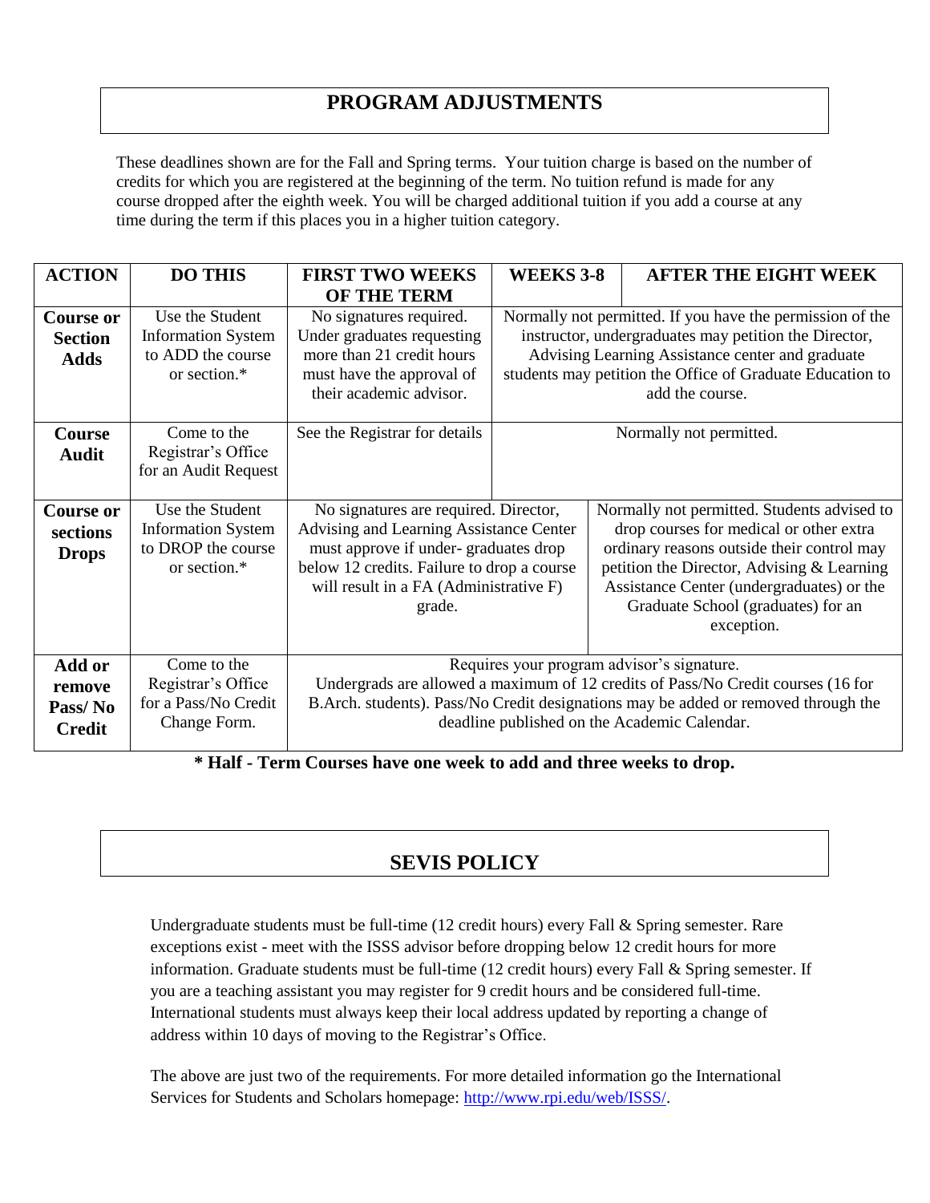## PROGRAM ADJUSTMENTS

These deadlines shown are for the Fall and Spring terms. Your tuition charge is based on the number of credits for which you are registered at the beginning of the term. No tuition refund is made for any course dropped after the eighth week. You will be charged additional tuition if you add a course at any time during the term if this places you in a higher tuition category.

| ACTION | DO THIS | FIRST TWO WEEKS OF THE TERM | WEEKS 3-8 | AFTER THE EIGHT WEEK |
|---|---|---|---|---|
| **Course or Section Adds** | Use the Student Information System to ADD the course or section.* | No signatures required. Under graduates requesting more than 21 credit hours must have the approval of their academic advisor. | Normally not permitted. If you have the permission of the instructor, undergraduates may petition the Director, Advising Learning Assistance center and graduate students may petition the Office of Graduate Education to add the course. | |
| **Course Audit** | Come to the Registrar's Office for an Audit Request | See the Registrar for details | Normally not permitted. | |
| **Course or sections Drops** | Use the Student Information System to DROP the course or section.* | No signatures are required. Director, Advising and Learning Assistance Center must approve if under- graduates drop below 12 credits. Failure to drop a course will result in a FA (Administrative F) grade. | | Normally not permitted. Students advised to drop courses for medical or other extra ordinary reasons outside their control may petition the Director, Advising & Learning Assistance Center (undergraduates) or the Graduate School (graduates) for an exception. |
| **Add or remove Pass/ No Credit** | Come to the Registrar's Office for a Pass/No Credit Change Form. | Requires your program advisor's signature. Undergrads are allowed a maximum of 12 credits of Pass/No Credit courses (16 for B.Arch. students). Pass/No Credit designations may be added or removed through the deadline published on the Academic Calendar. | | |

**\* Half - Term Courses have one week to add and three weeks to drop.**

## SEVIS POLICY

Undergraduate students must be full-time (12 credit hours) every Fall & Spring semester. Rare exceptions exist - meet with the ISSS advisor before dropping below 12 credit hours for more information. Graduate students must be full-time (12 credit hours) every Fall & Spring semester. If you are a teaching assistant you may register for 9 credit hours and be considered full-time. International students must always keep their local address updated by reporting a change of address within 10 days of moving to the Registrar's Office.

The above are just two of the requirements. For more detailed information go the International Services for Students and Scholars homepage: [http://www.rpi.edu/web/ISSS/](http://www.rpi.edu/web/ISSS/).